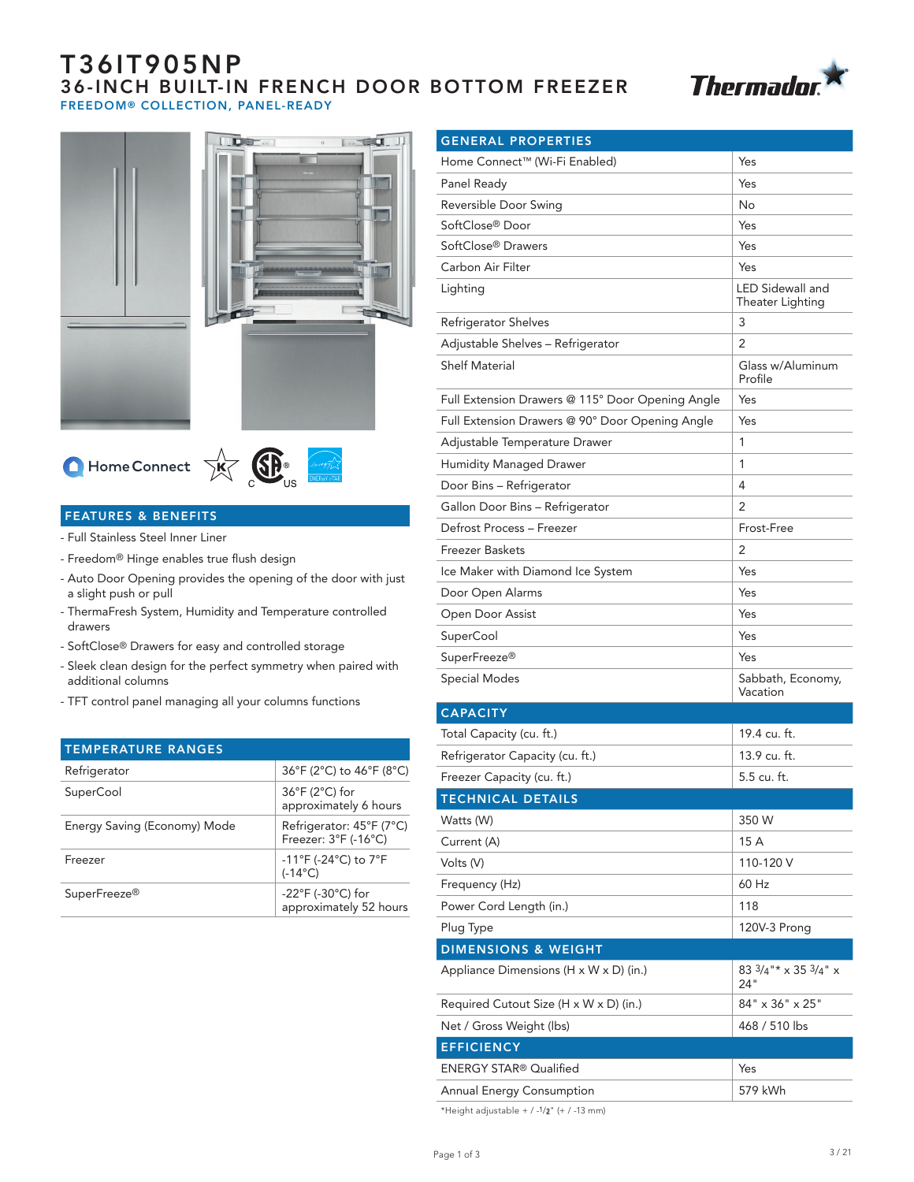# T36IT905NP

## 36-INCH BUILT-IN FRENCH DOOR BOTTOM FREEZER

### FREEDOM® COLLECTION, PANEL-READY

Home Connect

## FEATURES & BENEFITS

- Full Stainless Steel Inner Liner
- Freedom® Hinge enables true flush design
- Auto Door Opening provides the opening of the door with just a slight push or pull
- ThermaFresh System, Humidity and Temperature controlled drawers
- SoftClose® Drawers for easy and controlled storage
- Sleek clean design for the perfect symmetry when paired with additional columns
- TFT control panel managing all your columns functions

## TEMPERATURE RANGES

| TEMPERATURE RANGES | |
|---|---|
| Refrigerator | 36°F (2°C) to 46°F (8°C) |
| SuperCool | 36°F (2°C) for approximately 6 hours |
| Energy Saving (Economy) Mode | Refrigerator: 45°F (7°C) Freezer: 3°F (-16°C) |
| Freezer | -11°F (-24°C) to 7°F (-14°C) |
| SuperFreeze® | -22°F (-30°C) for approximately 52 hours |

## GENERAL PROPERTIES

| GENERAL PROPERTIES | |
|---|---|
| Home Connect™ (Wi-Fi Enabled) | Yes |
| Panel Ready | Yes |
| Reversible Door Swing | No |
| SoftClose® Door | Yes |
| SoftClose® Drawers | Yes |
| Carbon Air Filter | Yes |
| Lighting | LED Sidewall and Theater Lighting |
| Refrigerator Shelves | 3 |
| Adjustable Shelves – Refrigerator | 2 |
| Shelf Material | Glass w/Aluminum Profile |
| Full Extension Drawers @ 115° Door Opening Angle | Yes |
| Full Extension Drawers @ 90° Door Opening Angle | Yes |
| Adjustable Temperature Drawer | 1 |
| Humidity Managed Drawer | 1 |
| Door Bins – Refrigerator | 4 |
| Gallon Door Bins – Refrigerator | 2 |
| Defrost Process – Freezer | Frost-Free |
| Freezer Baskets | 2 |
| Ice Maker with Diamond Ice System | Yes |
| Door Open Alarms | Yes |
| Open Door Assist | Yes |
| SuperCool | Yes |
| SuperFreeze® | Yes |
| Special Modes | Sabbath, Economy, Vacation |

## CAPACITY

| CAPACITY | |
|---|---|
| Total Capacity (cu. ft.) | 19.4 cu. ft. |
| Refrigerator Capacity (cu. ft.) | 13.9 cu. ft. |
| Freezer Capacity (cu. ft.) | 5.5 cu. ft. |

## TECHNICAL DETAILS

| TECHNICAL DETAILS | |
|---|---|
| Watts (W) | 350 W |
| Current (A) | 15 A |
| Volts (V) | 110-120 V |
| Frequency (Hz) | 60 Hz |
| Power Cord Length (in.) | 118 |
| Plug Type | 120V-3 Prong |

## DIMENSIONS & WEIGHT

| DIMENSIONS & WEIGHT | |
|---|---|
| Appliance Dimensions (H x W x D) (in.) | 83 3/4"* x 35 3/4" x 24" |
| Required Cutout Size (H x W x D) (in.) | 84" x 36" x 25" |
| Net / Gross Weight (lbs) | 468 / 510 lbs |

## EFFICIENCY

| EFFICIENCY | |
|---|---|
| ENERGY STAR® Qualified | Yes |
| Annual Energy Consumption | 579 kWh |

*Height adjustable + / -1/2" (+ / -13 mm)

3 / 21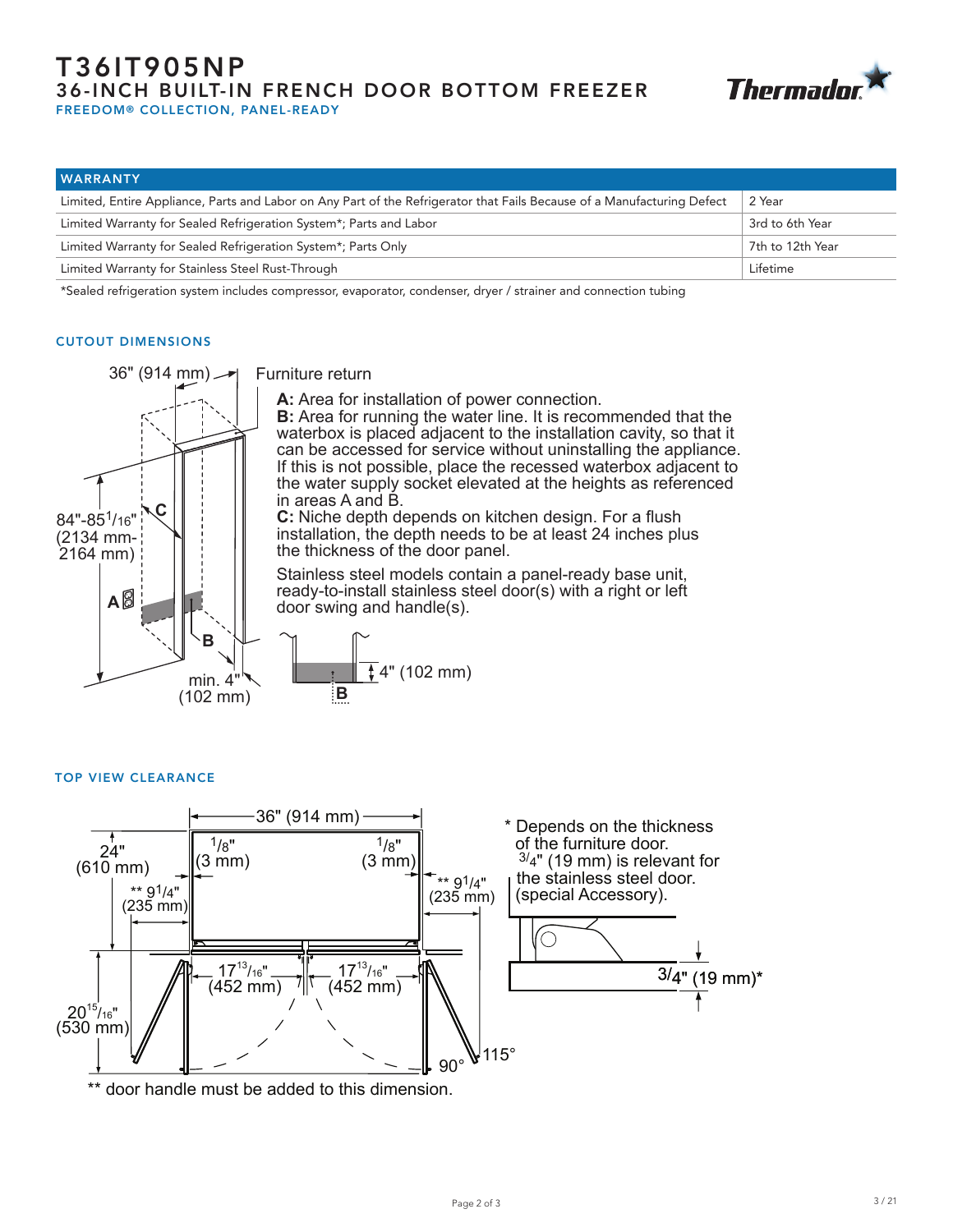# T36IT905NP

## 36-INCH BUILT-IN FRENCH DOOR BOTTOM FREEZER

FREEDOM® COLLECTION, PANEL-READY

| WARRANTY | |
|---|---|
| Limited, Entire Appliance, Parts and Labor on Any Part of the Refrigerator that Fails Because of a Manufacturing Defect | 2 Year |
| Limited Warranty for Sealed Refrigeration System*; Parts and Labor | 3rd to 6th Year |
| Limited Warranty for Sealed Refrigeration System*; Parts Only | 7th to 12th Year |
| Limited Warranty for Stainless Steel Rust-Through | Lifetime |

*Sealed refrigeration system includes compressor, evaporator, condenser, dryer / strainer and connection tubing

### CUTOUT DIMENSIONS

36" (914 mm) — Furniture return

84"-85 1/16" (2134 mm-2164 mm)

min. 4" (102 mm)

4" (102 mm)

**A:** Area for installation of power connection.

**B:** Area for running the water line. It is recommended that the waterbox is placed adjacent to the installation cavity, so that it can be accessed for service without uninstalling the appliance. If this is not possible, place the recessed waterbox adjacent to the water supply socket elevated at the heights as referenced in areas A and B.

**C:** Niche depth depends on kitchen design. For a flush installation, the depth needs to be at least 24 inches plus the thickness of the door panel.

Stainless steel models contain a panel-ready base unit, ready-to-install stainless steel door(s) with a right or left door swing and handle(s).

### TOP VIEW CLEARANCE

36" (914 mm)

24" (610 mm)

1/8" (3 mm) — 1/8" (3 mm)

** 9 1/4" (235 mm) — ** 9 1/4" (235 mm)

17 13/16" (452 mm) — 17 13/16" (452 mm)

20 15/16" (530 mm)

90° — 115°

* Depends on the thickness of the furniture door. 3/4" (19 mm) is relevant for the stainless steel door. (special Accessory).

3/4" (19 mm)*

** door handle must be added to this dimension.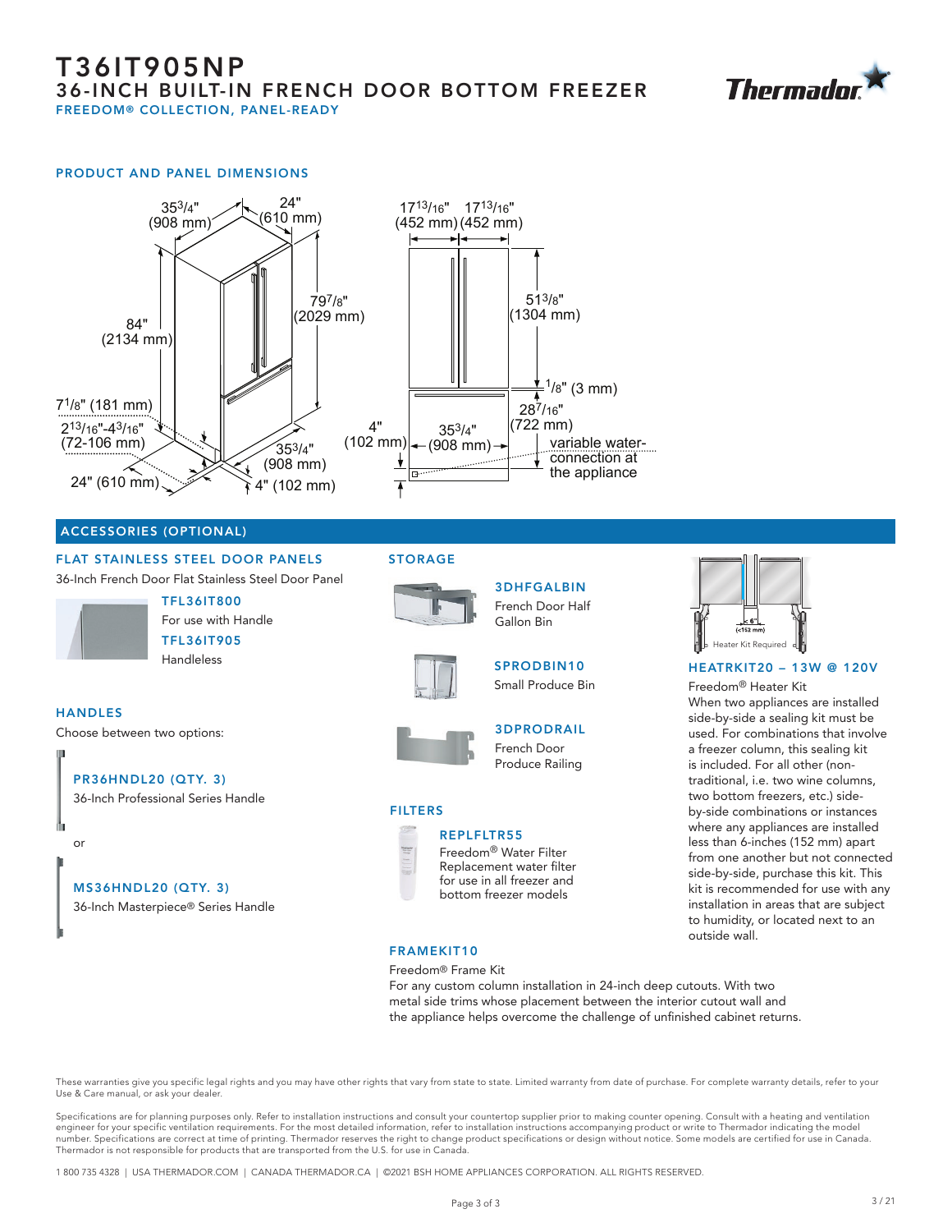# T36IT905NP

## 36-INCH BUILT-IN FRENCH DOOR BOTTOM FREEZER

FREEDOM® COLLECTION, PANEL-READY

### PRODUCT AND PANEL DIMENSIONS

35 3/4" (908 mm)
24" (610 mm)
84" (2134 mm)
79 7/8" (2029 mm)
7 1/8" (181 mm)
2 13/16"-4 3/16" (72-106 mm)
35 3/4" (908 mm)
24" (610 mm)
4" (102 mm)

17 13/16" (452 mm)
17 13/16" (452 mm)
51 3/8" (1304 mm)
1/8" (3 mm)
28 7/16" (722 mm)
4" (102 mm)
35 3/4" (908 mm)
variable water-connection at the appliance

## ACCESSORIES (OPTIONAL)

### FLAT STAINLESS STEEL DOOR PANELS

36-Inch French Door Flat Stainless Steel Door Panel

**TFL36IT800**
For use with Handle

**TFL36IT905**
Handleless

### HANDLES

Choose between two options:

**PR36HNDL20 (QTY. 3)**
36-Inch Professional Series Handle

or

**MS36HNDL20 (QTY. 3)**
36-Inch Masterpiece® Series Handle

### STORAGE

**3DHFGALBIN**
French Door Half Gallon Bin

**SPRODBIN10**
Small Produce Bin

**3DPRODRAIL**
French Door Produce Railing

### FILTERS

**REPLFLTR55**
Freedom® Water Filter
Replacement water filter for use in all freezer and bottom freezer models

### FRAMEKIT10

Freedom® Frame Kit
For any custom column installation in 24-inch deep cutouts. With two metal side trims whose placement between the interior cutout wall and the appliance helps overcome the challenge of unfinished cabinet returns.

< 6" (<152 mm)
Heater Kit Required

### HEATRKIT20 – 13W @ 120V

Freedom® Heater Kit
When two appliances are installed side-by-side a sealing kit must be used. For combinations that involve a freezer column, this sealing kit is included. For all other (non-traditional, i.e. two wine columns, two bottom freezers, etc.) side-by-side combinations or instances where any appliances are installed less than 6-inches (152 mm) apart from one another but not connected side-by-side, purchase this kit. This kit is recommended for use with any installation in areas that are subject to humidity, or located next to an outside wall.

These warranties give you specific legal rights and you may have other rights that vary from state to state. Limited warranty from date of purchase. For complete warranty details, refer to your Use & Care manual, or ask your dealer.

Specifications are for planning purposes only. Refer to installation instructions and consult your countertop supplier prior to making counter opening. Consult with a heating and ventilation engineer for your specific ventilation requirements. For the most detailed information, refer to installation instructions accompanying product or write to Thermador indicating the model number. Specifications are correct at time of printing. Thermador reserves the right to change product specifications or design without notice. Some models are certified for use in Canada. Thermador is not responsible for products that are transported from the U.S. for use in Canada.

1 800 735 4328 | USA THERMADOR.COM | CANADA THERMADOR.CA | ©2021 BSH HOME APPLIANCES CORPORATION. ALL RIGHTS RESERVED.